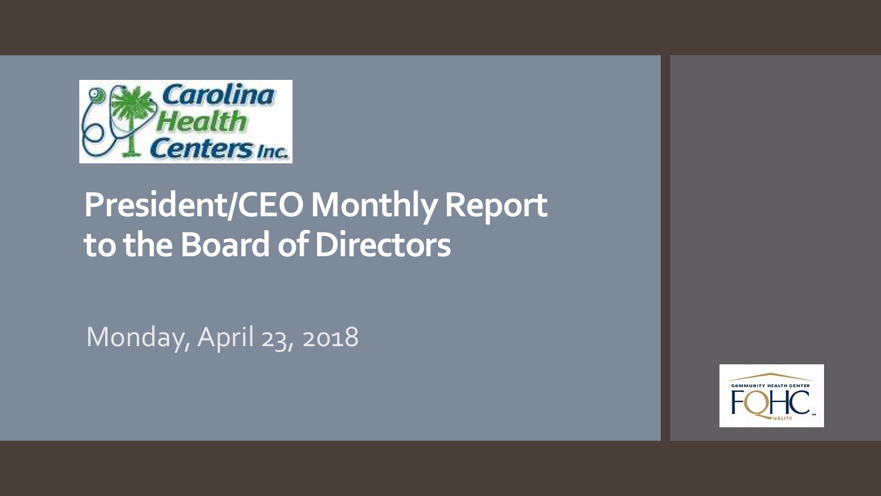# President/CEO Monthly Report to the Board of Directors

Monday, April 23, 2018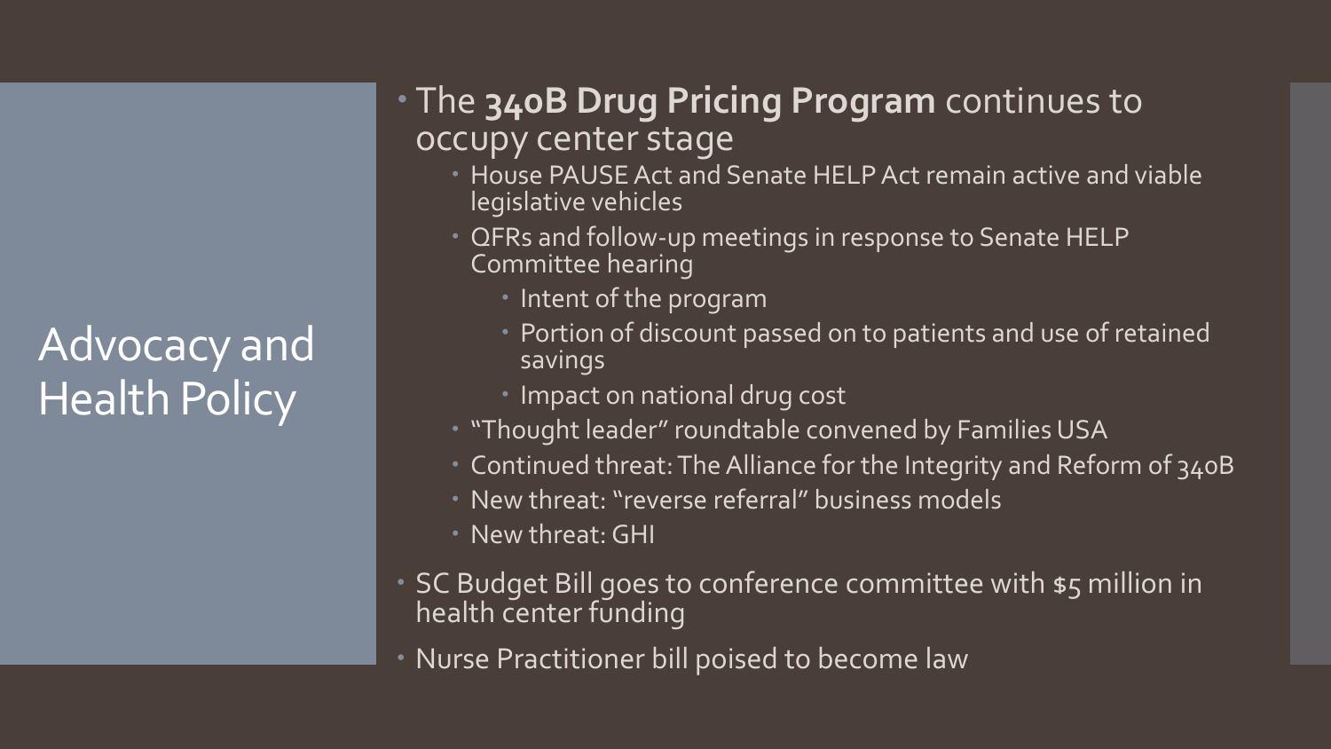# Advocacy and Health Policy

- The **340B Drug Pricing Program** continues to occupy center stage
  - House PAUSE Act and Senate HELP Act remain active and viable legislative vehicles
  - QFRs and follow-up meetings in response to Senate HELP Committee hearing
    - Intent of the program
    - Portion of discount passed on to patients and use of retained savings
    - Impact on national drug cost
  - "Thought leader" roundtable convened by Families USA
  - Continued threat: The Alliance for the Integrity and Reform of 340B
  - New threat: "reverse referral" business models
  - New threat: GHI
- SC Budget Bill goes to conference committee with $5 million in health center funding
- Nurse Practitioner bill poised to become law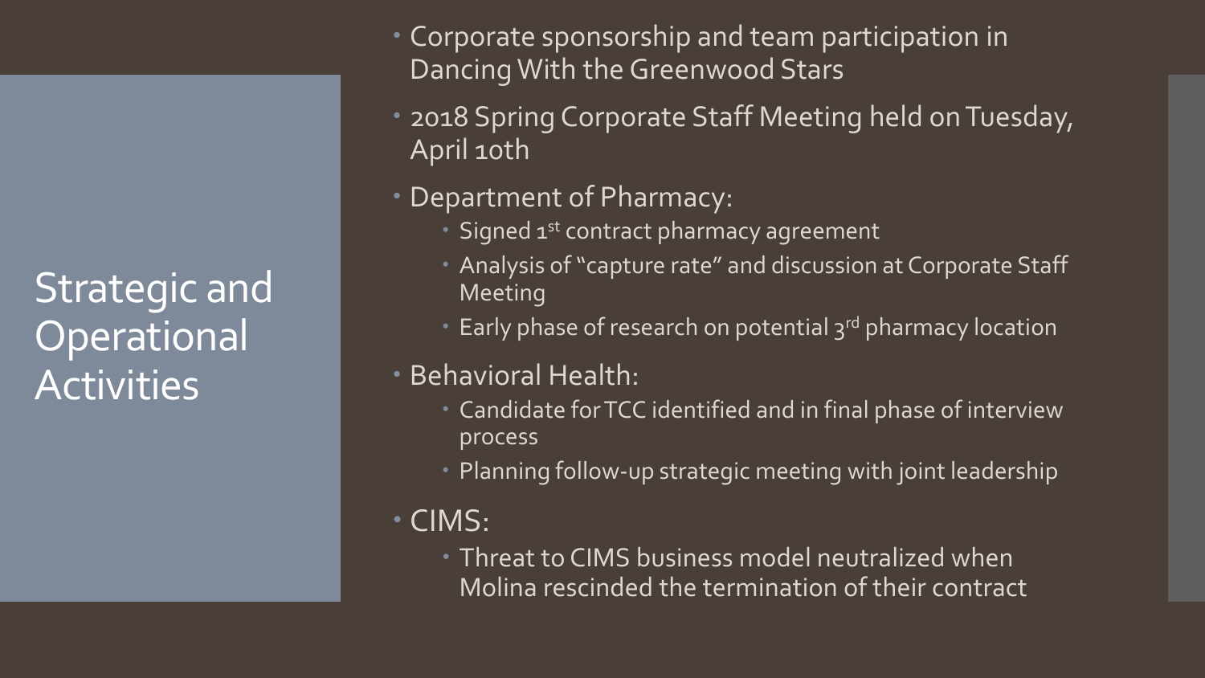# Strategic and Operational Activities

- Corporate sponsorship and team participation in Dancing With the Greenwood Stars
- 2018 Spring Corporate Staff Meeting held on Tuesday, April 10th
- Department of Pharmacy:
  - Signed 1st contract pharmacy agreement
  - Analysis of "capture rate" and discussion at Corporate Staff Meeting
  - Early phase of research on potential 3rd pharmacy location
- Behavioral Health:
  - Candidate for TCC identified and in final phase of interview process
  - Planning follow-up strategic meeting with joint leadership
- CIMS:
  - Threat to CIMS business model neutralized when Molina rescinded the termination of their contract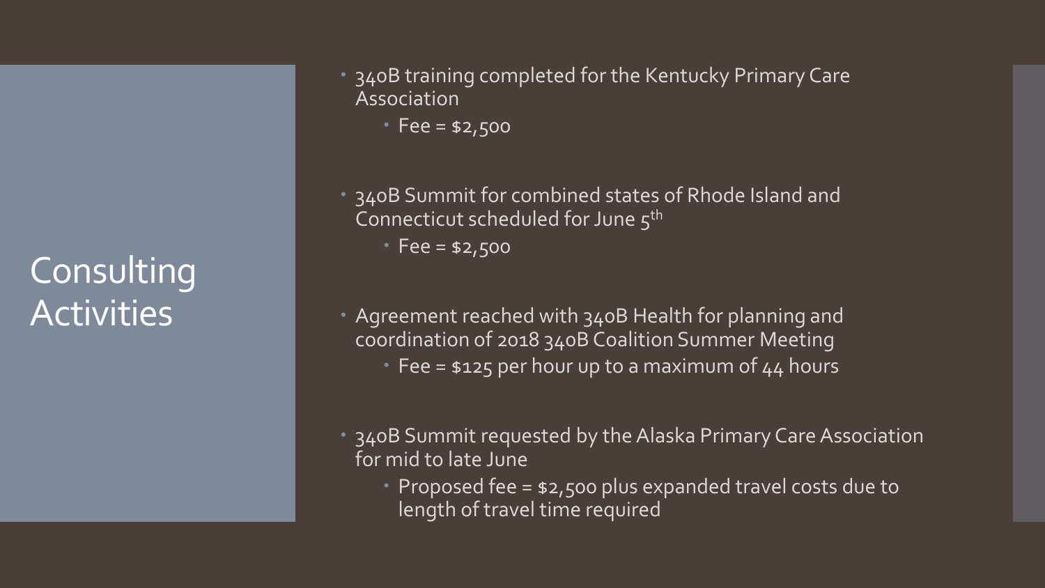# Consulting Activities

- 340B training completed for the Kentucky Primary Care Association
  - Fee = $2,500

- 340B Summit for combined states of Rhode Island and Connecticut scheduled for June 5th
  - Fee = $2,500

- Agreement reached with 340B Health for planning and coordination of 2018 340B Coalition Summer Meeting
  - Fee = $125 per hour up to a maximum of 44 hours

- 340B Summit requested by the Alaska Primary Care Association for mid to late June
  - Proposed fee = $2,500 plus expanded travel costs due to length of travel time required